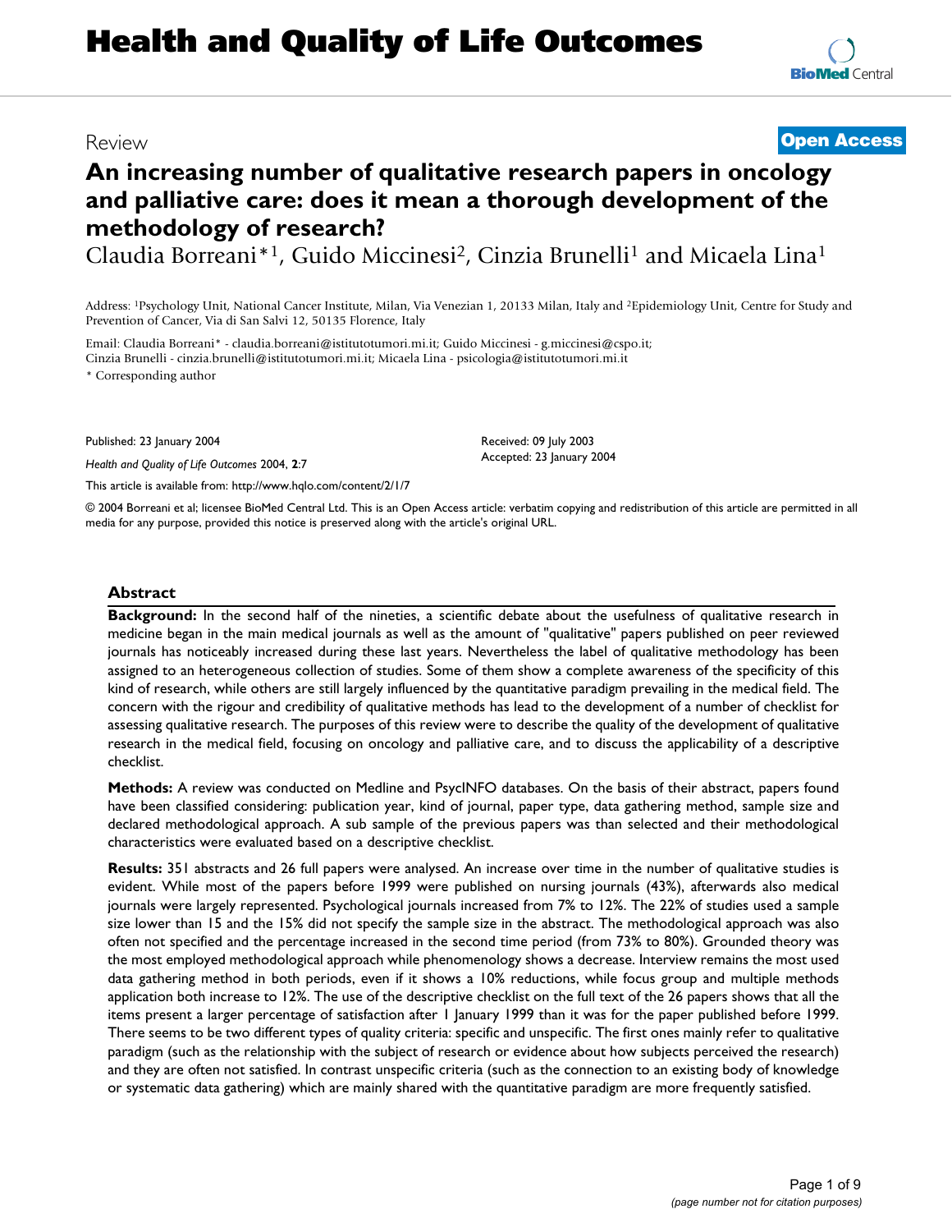# Health and Quality of Life Outcomes

Review

**Open Access**

# An increasing number of qualitative research papers in oncology and palliative care: does it mean a thorough development of the methodology of research?

Claudia Borreani*[1], Guido Miccinesi[2], Cinzia Brunelli[1] and Micaela Lina[1]

Address: [1]Psychology Unit, National Cancer Institute, Milan, Via Venezian 1, 20133 Milan, Italy and [2]Epidemiology Unit, Centre for Study and Prevention of Cancer, Via di San Salvi 12, 50135 Florence, Italy

Email: Claudia Borreani* - claudia.borreani@istitutotumori.mi.it; Guido Miccinesi - g.miccinesi@cspo.it; Cinzia Brunelli - cinzia.brunelli@istitutotumori.mi.it; Micaela Lina - psicologia@istitutotumori.mi.it

* Corresponding author

Published: 23 January 2004

*Health and Quality of Life Outcomes* 2004, **2**:7

This article is available from: http://www.hqlo.com/content/2/1/7

Received: 09 July 2003
Accepted: 23 January 2004

© 2004 Borreani et al; licensee BioMed Central Ltd. This is an Open Access article: verbatim copying and redistribution of this article are permitted in all media for any purpose, provided this notice is preserved along with the article's original URL.

## Abstract

**Background:** In the second half of the nineties, a scientific debate about the usefulness of qualitative research in medicine began in the main medical journals as well as the amount of "qualitative" papers published on peer reviewed journals has noticeably increased during these last years. Nevertheless the label of qualitative methodology has been assigned to an heterogeneous collection of studies. Some of them show a complete awareness of the specificity of this kind of research, while others are still largely influenced by the quantitative paradigm prevailing in the medical field. The concern with the rigour and credibility of qualitative methods has lead to the development of a number of checklist for assessing qualitative research. The purposes of this review were to describe the quality of the development of qualitative research in the medical field, focusing on oncology and palliative care, and to discuss the applicability of a descriptive checklist.

**Methods:** A review was conducted on Medline and PsycINFO databases. On the basis of their abstract, papers found have been classified considering: publication year, kind of journal, paper type, data gathering method, sample size and declared methodological approach. A sub sample of the previous papers was than selected and their methodological characteristics were evaluated based on a descriptive checklist.

**Results:** 351 abstracts and 26 full papers were analysed. An increase over time in the number of qualitative studies is evident. While most of the papers before 1999 were published on nursing journals (43%), afterwards also medical journals were largely represented. Psychological journals increased from 7% to 12%. The 22% of studies used a sample size lower than 15 and the 15% did not specify the sample size in the abstract. The methodological approach was also often not specified and the percentage increased in the second time period (from 73% to 80%). Grounded theory was the most employed methodological approach while phenomenology shows a decrease. Interview remains the most used data gathering method in both periods, even if it shows a 10% reductions, while focus group and multiple methods application both increase to 12%. The use of the descriptive checklist on the full text of the 26 papers shows that all the items present a larger percentage of satisfaction after 1 January 1999 than it was for the paper published before 1999. There seems to be two different types of quality criteria: specific and unspecific. The first ones mainly refer to qualitative paradigm (such as the relationship with the subject of research or evidence about how subjects perceived the research) and they are often not satisfied. In contrast unspecific criteria (such as the connection to an existing body of knowledge or systematic data gathering) which are mainly shared with the quantitative paradigm are more frequently satisfied.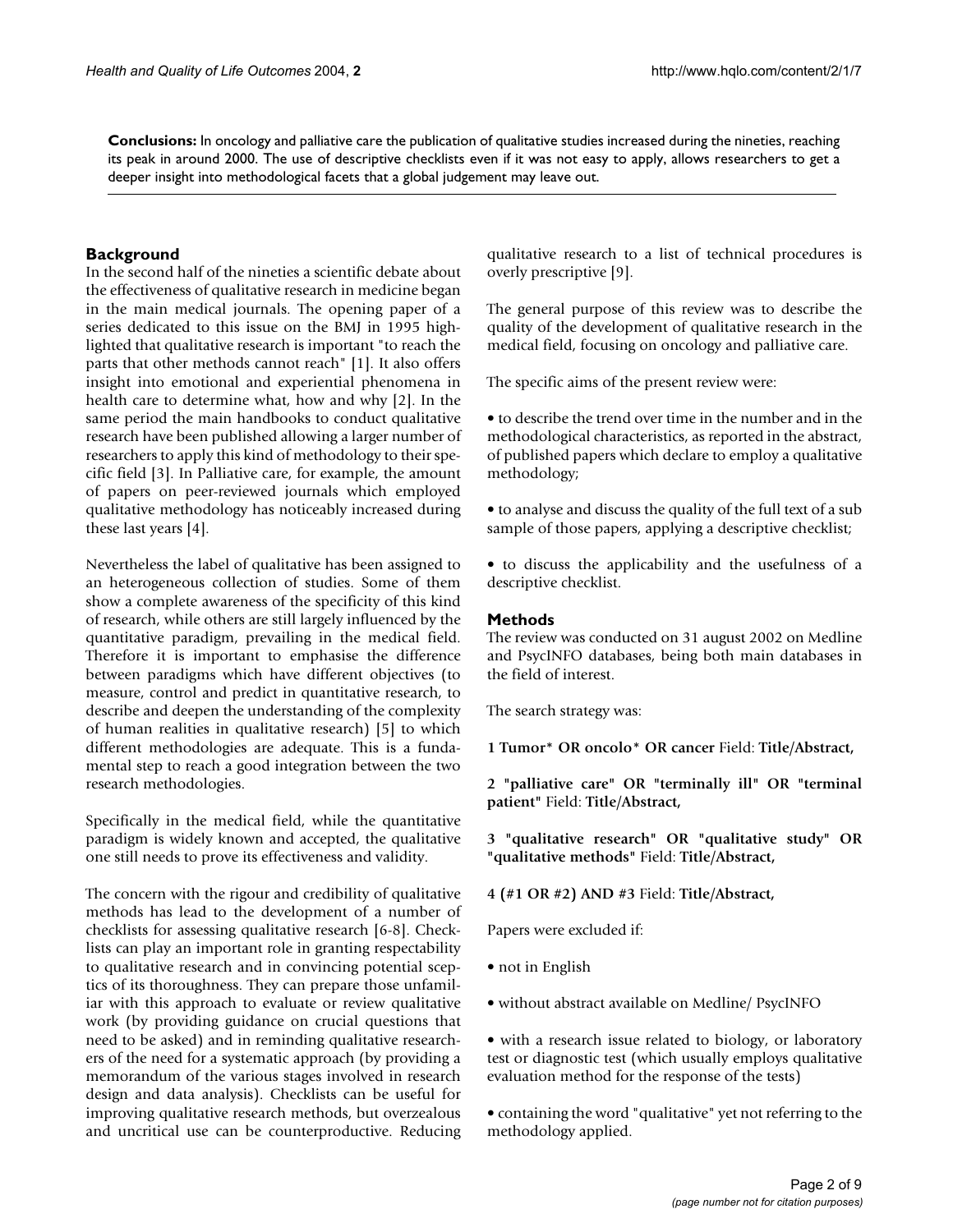**Conclusions:** In oncology and palliative care the publication of qualitative studies increased during the nineties, reaching its peak in around 2000. The use of descriptive checklists even if it was not easy to apply, allows researchers to get a deeper insight into methodological facets that a global judgement may leave out.

## Background

In the second half of the nineties a scientific debate about the effectiveness of qualitative research in medicine began in the main medical journals. The opening paper of a series dedicated to this issue on the BMJ in 1995 highlighted that qualitative research is important "to reach the parts that other methods cannot reach" [1]. It also offers insight into emotional and experiential phenomena in health care to determine what, how and why [2]. In the same period the main handbooks to conduct qualitative research have been published allowing a larger number of researchers to apply this kind of methodology to their specific field [3]. In Palliative care, for example, the amount of papers on peer-reviewed journals which employed qualitative methodology has noticeably increased during these last years [4].

Nevertheless the label of qualitative has been assigned to an heterogeneous collection of studies. Some of them show a complete awareness of the specificity of this kind of research, while others are still largely influenced by the quantitative paradigm, prevailing in the medical field. Therefore it is important to emphasise the difference between paradigms which have different objectives (to measure, control and predict in quantitative research, to describe and deepen the understanding of the complexity of human realities in qualitative research) [5] to which different methodologies are adequate. This is a fundamental step to reach a good integration between the two research methodologies.

Specifically in the medical field, while the quantitative paradigm is widely known and accepted, the qualitative one still needs to prove its effectiveness and validity.

The concern with the rigour and credibility of qualitative methods has lead to the development of a number of checklists for assessing qualitative research [6-8]. Checklists can play an important role in granting respectability to qualitative research and in convincing potential sceptics of its thoroughness. They can prepare those unfamiliar with this approach to evaluate or review qualitative work (by providing guidance on crucial questions that need to be asked) and in reminding qualitative researchers of the need for a systematic approach (by providing a memorandum of the various stages involved in research design and data analysis). Checklists can be useful for improving qualitative research methods, but overzealous and uncritical use can be counterproductive. Reducing qualitative research to a list of technical procedures is overly prescriptive [9].

The general purpose of this review was to describe the quality of the development of qualitative research in the medical field, focusing on oncology and palliative care.

The specific aims of the present review were:

- to describe the trend over time in the number and in the methodological characteristics, as reported in the abstract, of published papers which declare to employ a qualitative methodology;
- to analyse and discuss the quality of the full text of a sub sample of those papers, applying a descriptive checklist;
- to discuss the applicability and the usefulness of a descriptive checklist.

## Methods

The review was conducted on 31 august 2002 on Medline and PsycINFO databases, being both main databases in the field of interest.

The search strategy was:

**1 Tumor* OR oncolo* OR cancer** Field: **Title/Abstract,**

**2 "palliative care" OR "terminally ill" OR "terminal patient"** Field: **Title/Abstract,**

**3 "qualitative research" OR "qualitative study" OR "qualitative methods"** Field: **Title/Abstract,**

4 **(#1 OR #2) AND #3** Field: **Title/Abstract,**

Papers were excluded if:

- not in English
- without abstract available on Medline/ PsycINFO
- with a research issue related to biology, or laboratory test or diagnostic test (which usually employs qualitative evaluation method for the response of the tests)
- containing the word "qualitative" yet not referring to the methodology applied.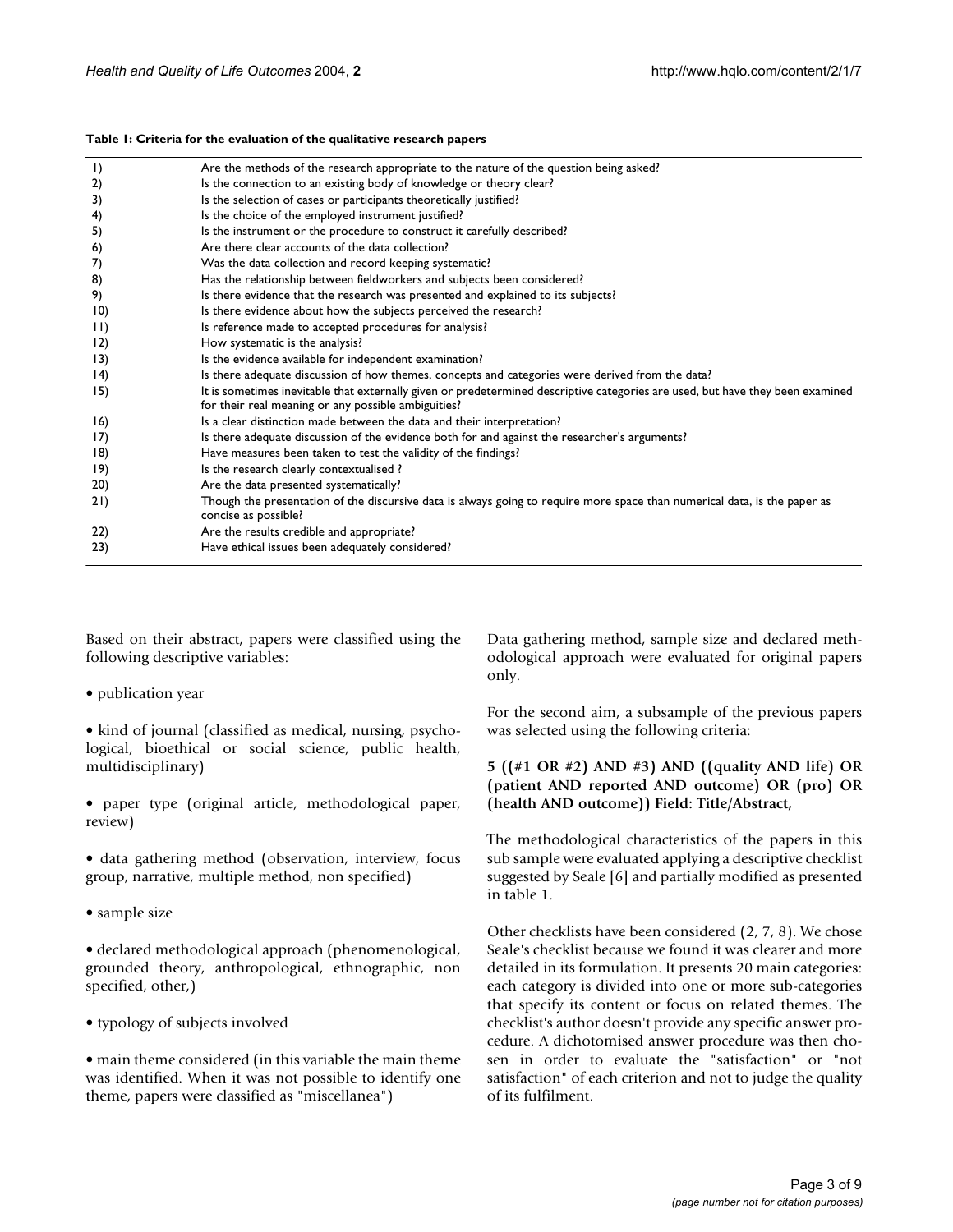**Table 1: Criteria for the evaluation of the qualitative research papers**

| | |
|---|---|
| 1) | Are the methods of the research appropriate to the nature of the question being asked? |
| 2) | Is the connection to an existing body of knowledge or theory clear? |
| 3) | Is the selection of cases or participants theoretically justified? |
| 4) | Is the choice of the employed instrument justified? |
| 5) | Is the instrument or the procedure to construct it carefully described? |
| 6) | Are there clear accounts of the data collection? |
| 7) | Was the data collection and record keeping systematic? |
| 8) | Has the relationship between fieldworkers and subjects been considered? |
| 9) | Is there evidence that the research was presented and explained to its subjects? |
| 10) | Is there evidence about how the subjects perceived the research? |
| 11) | Is reference made to accepted procedures for analysis? |
| 12) | How systematic is the analysis? |
| 13) | Is the evidence available for independent examination? |
| 14) | Is there adequate discussion of how themes, concepts and categories were derived from the data? |
| 15) | It is sometimes inevitable that externally given or predetermined descriptive categories are used, but have they been examined for their real meaning or any possible ambiguities? |
| 16) | Is a clear distinction made between the data and their interpretation? |
| 17) | Is there adequate discussion of the evidence both for and against the researcher's arguments? |
| 18) | Have measures been taken to test the validity of the findings? |
| 19) | Is the research clearly contextualised ? |
| 20) | Are the data presented systematically? |
| 21) | Though the presentation of the discursive data is always going to require more space than numerical data, is the paper as concise as possible? |
| 22) | Are the results credible and appropriate? |
| 23) | Have ethical issues been adequately considered? |

Based on their abstract, papers were classified using the following descriptive variables:

• publication year

• kind of journal (classified as medical, nursing, psychological, bioethical or social science, public health, multidisciplinary)

• paper type (original article, methodological paper, review)

• data gathering method (observation, interview, focus group, narrative, multiple method, non specified)

• sample size

• declared methodological approach (phenomenological, grounded theory, anthropological, ethnographic, non specified, other,)

• typology of subjects involved

• main theme considered (in this variable the main theme was identified. When it was not possible to identify one theme, papers were classified as "miscellanea")

Data gathering method, sample size and declared methodological approach were evaluated for original papers only.

For the second aim, a subsample of the previous papers was selected using the following criteria:

**5 ((#1 OR #2) AND #3) AND ((quality AND life) OR (patient AND reported AND outcome) OR (pro) OR (health AND outcome)) Field: Title/Abstract,**

The methodological characteristics of the papers in this sub sample were evaluated applying a descriptive checklist suggested by Seale [6] and partially modified as presented in table 1.

Other checklists have been considered (2, 7, 8). We chose Seale's checklist because we found it was clearer and more detailed in its formulation. It presents 20 main categories: each category is divided into one or more sub-categories that specify its content or focus on related themes. The checklist's author doesn't provide any specific answer procedure. A dichotomised answer procedure was then chosen in order to evaluate the "satisfaction" or "not satisfaction" of each criterion and not to judge the quality of its fulfilment.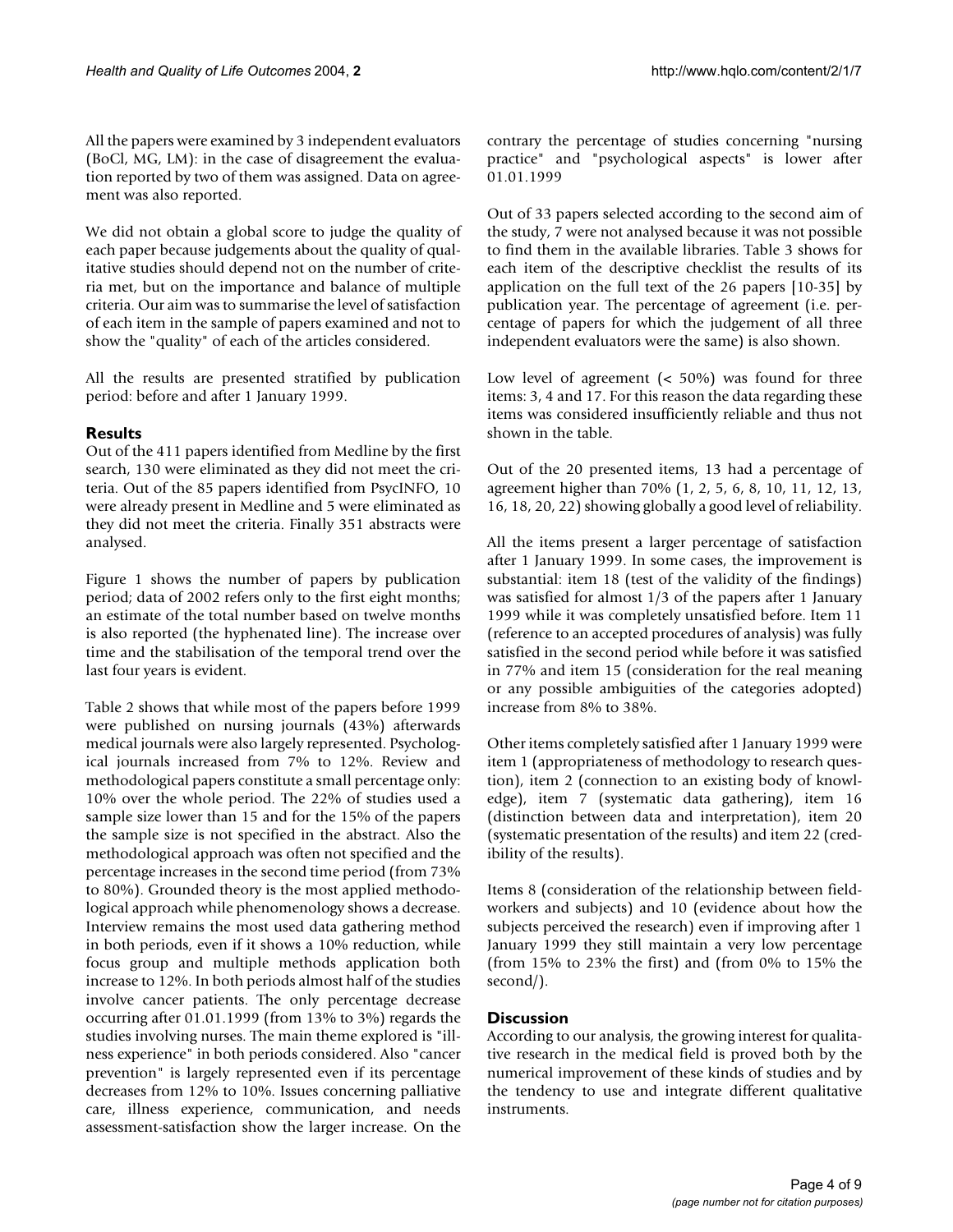All the papers were examined by 3 independent evaluators (BoCl, MG, LM): in the case of disagreement the evaluation reported by two of them was assigned. Data on agreement was also reported.

We did not obtain a global score to judge the quality of each paper because judgements about the quality of qualitative studies should depend not on the number of criteria met, but on the importance and balance of multiple criteria. Our aim was to summarise the level of satisfaction of each item in the sample of papers examined and not to show the "quality" of each of the articles considered.

All the results are presented stratified by publication period: before and after 1 January 1999.

## Results

Out of the 411 papers identified from Medline by the first search, 130 were eliminated as they did not meet the criteria. Out of the 85 papers identified from PsycINFO, 10 were already present in Medline and 5 were eliminated as they did not meet the criteria. Finally 351 abstracts were analysed.

Figure 1 shows the number of papers by publication period; data of 2002 refers only to the first eight months; an estimate of the total number based on twelve months is also reported (the hyphenated line). The increase over time and the stabilisation of the temporal trend over the last four years is evident.

Table 2 shows that while most of the papers before 1999 were published on nursing journals (43%) afterwards medical journals were also largely represented. Psychological journals increased from 7% to 12%. Review and methodological papers constitute a small percentage only: 10% over the whole period. The 22% of studies used a sample size lower than 15 and for the 15% of the papers the sample size is not specified in the abstract. Also the methodological approach was often not specified and the percentage increases in the second time period (from 73% to 80%). Grounded theory is the most applied methodological approach while phenomenology shows a decrease. Interview remains the most used data gathering method in both periods, even if it shows a 10% reduction, while focus group and multiple methods application both increase to 12%. In both periods almost half of the studies involve cancer patients. The only percentage decrease occurring after 01.01.1999 (from 13% to 3%) regards the studies involving nurses. The main theme explored is "illness experience" in both periods considered. Also "cancer prevention" is largely represented even if its percentage decreases from 12% to 10%. Issues concerning palliative care, illness experience, communication, and needs assessment-satisfaction show the larger increase. On the contrary the percentage of studies concerning "nursing practice" and "psychological aspects" is lower after 01.01.1999

Out of 33 papers selected according to the second aim of the study, 7 were not analysed because it was not possible to find them in the available libraries. Table 3 shows for each item of the descriptive checklist the results of its application on the full text of the 26 papers [10-35] by publication year. The percentage of agreement (i.e. percentage of papers for which the judgement of all three independent evaluators were the same) is also shown.

Low level of agreement (< 50%) was found for three items: 3, 4 and 17. For this reason the data regarding these items was considered insufficiently reliable and thus not shown in the table.

Out of the 20 presented items, 13 had a percentage of agreement higher than 70% (1, 2, 5, 6, 8, 10, 11, 12, 13, 16, 18, 20, 22) showing globally a good level of reliability.

All the items present a larger percentage of satisfaction after 1 January 1999. In some cases, the improvement is substantial: item 18 (test of the validity of the findings) was satisfied for almost 1/3 of the papers after 1 January 1999 while it was completely unsatisfied before. Item 11 (reference to an accepted procedures of analysis) was fully satisfied in the second period while before it was satisfied in 77% and item 15 (consideration for the real meaning or any possible ambiguities of the categories adopted) increase from 8% to 38%.

Other items completely satisfied after 1 January 1999 were item 1 (appropriateness of methodology to research question), item 2 (connection to an existing body of knowledge), item 7 (systematic data gathering), item 16 (distinction between data and interpretation), item 20 (systematic presentation of the results) and item 22 (credibility of the results).

Items 8 (consideration of the relationship between fieldworkers and subjects) and 10 (evidence about how the subjects perceived the research) even if improving after 1 January 1999 they still maintain a very low percentage (from 15% to 23% the first) and (from 0% to 15% the second/).

## Discussion

According to our analysis, the growing interest for qualitative research in the medical field is proved both by the numerical improvement of these kinds of studies and by the tendency to use and integrate different qualitative instruments.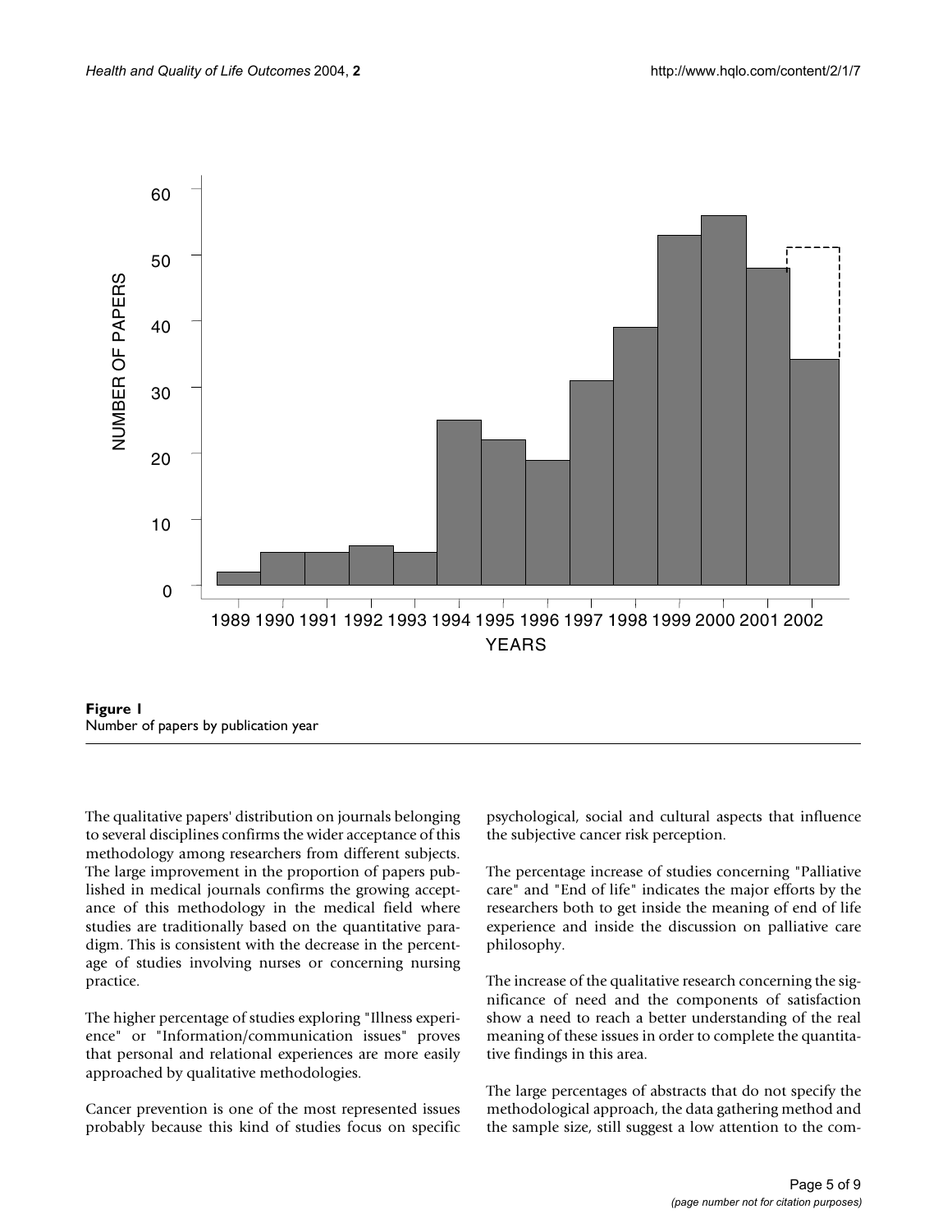60
50
40
30
20
10
0

NUMBER OF PAPERS

1989 1990 1991 1992 1993 1994 1995 1996 1997 1998 1999 2000 2001 2002

YEARS

**Figure 1**
Number of papers by publication year

The qualitative papers' distribution on journals belonging to several disciplines confirms the wider acceptance of this methodology among researchers from different subjects. The large improvement in the proportion of papers published in medical journals confirms the growing acceptance of this methodology in the medical field where studies are traditionally based on the quantitative paradigm. This is consistent with the decrease in the percentage of studies involving nurses or concerning nursing practice.

The higher percentage of studies exploring "Illness experience" or "Information/communication issues" proves that personal and relational experiences are more easily approached by qualitative methodologies.

Cancer prevention is one of the most represented issues probably because this kind of studies focus on specific psychological, social and cultural aspects that influence the subjective cancer risk perception.

The percentage increase of studies concerning "Palliative care" and "End of life" indicates the major efforts by the researchers both to get inside the meaning of end of life experience and inside the discussion on palliative care philosophy.

The increase of the qualitative research concerning the significance of need and the components of satisfaction show a need to reach a better understanding of the real meaning of these issues in order to complete the quantitative findings in this area.

The large percentages of abstracts that do not specify the methodological approach, the data gathering method and the sample size, still suggest a low attention to the com-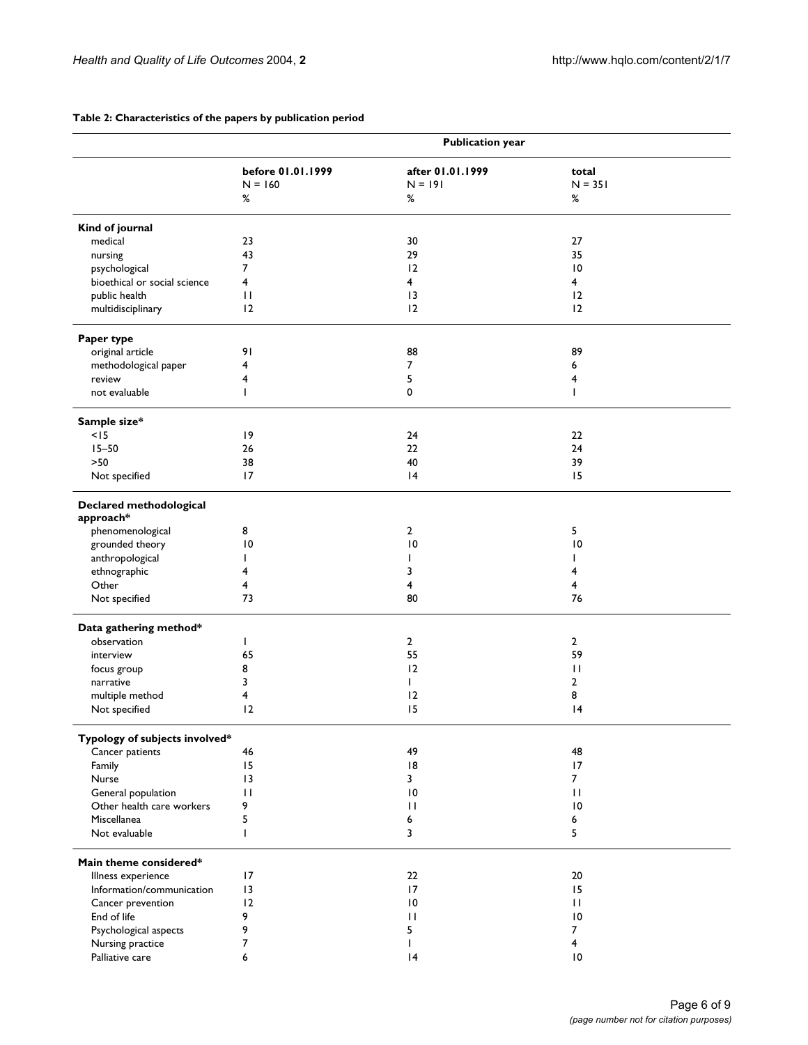**Table 2: Characteristics of the papers by publication period**

| | Publication year | | |
|---|---|---|---|
| | before 01.01.1999 N = 160 % | after 01.01.1999 N = 191 % | total N = 351 % |
| **Kind of journal** | | | |
| medical | 23 | 30 | 27 |
| nursing | 43 | 29 | 35 |
| psychological | 7 | 12 | 10 |
| bioethical or social science | 4 | 4 | 4 |
| public health | 11 | 13 | 12 |
| multidisciplinary | 12 | 12 | 12 |
| **Paper type** | | | |
| original article | 91 | 88 | 89 |
| methodological paper | 4 | 7 | 6 |
| review | 4 | 5 | 4 |
| not evaluable | 1 | 0 | 1 |
| **Sample size*** | | | |
| <15 | 19 | 24 | 22 |
| 15–50 | 26 | 22 | 24 |
| >50 | 38 | 40 | 39 |
| Not specified | 17 | 14 | 15 |
| **Declared methodological approach*** | | | |
| phenomenological | 8 | 2 | 5 |
| grounded theory | 10 | 10 | 10 |
| anthropological | 1 | 1 | 1 |
| ethnographic | 4 | 3 | 4 |
| Other | 4 | 4 | 4 |
| Not specified | 73 | 80 | 76 |
| **Data gathering method*** | | | |
| observation | 1 | 2 | 2 |
| interview | 65 | 55 | 59 |
| focus group | 8 | 12 | 11 |
| narrative | 3 | 1 | 2 |
| multiple method | 4 | 12 | 8 |
| Not specified | 12 | 15 | 14 |
| **Typology of subjects involved*** | | | |
| Cancer patients | 46 | 49 | 48 |
| Family | 15 | 18 | 17 |
| Nurse | 13 | 3 | 7 |
| General population | 11 | 10 | 11 |
| Other health care workers | 9 | 11 | 10 |
| Miscellanea | 5 | 6 | 6 |
| Not evaluable | 1 | 3 | 5 |
| **Main theme considered*** | | | |
| Illness experience | 17 | 22 | 20 |
| Information/communication | 13 | 17 | 15 |
| Cancer prevention | 12 | 10 | 11 |
| End of life | 9 | 11 | 10 |
| Psychological aspects | 9 | 5 | 7 |
| Nursing practice | 7 | 1 | 4 |
| Palliative care | 6 | 14 | 10 |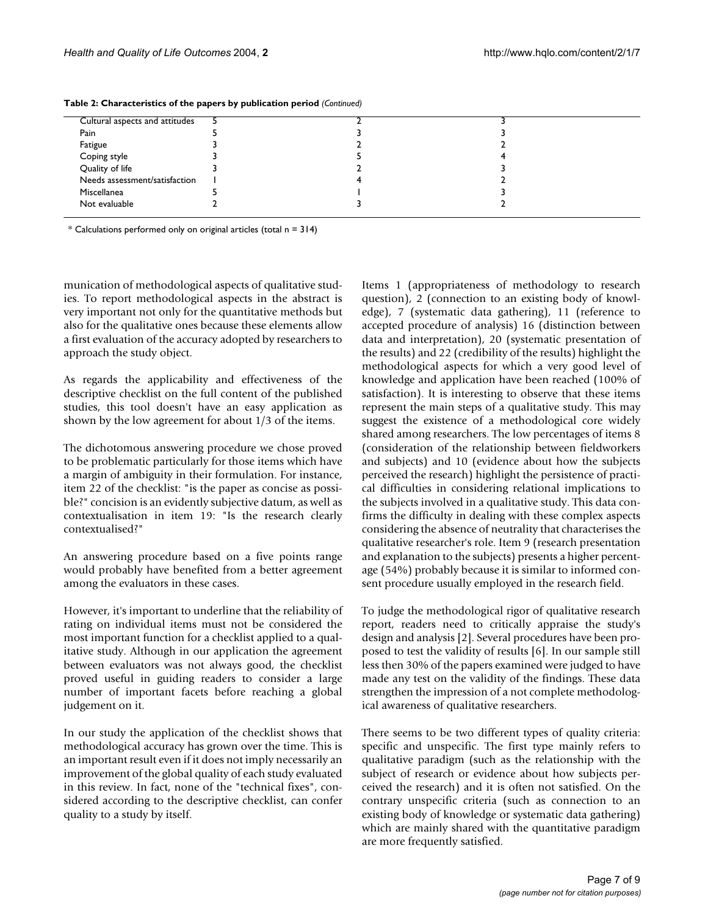**Table 2: Characteristics of the papers by publication period** *(Continued)*

| | | | |
|---|---|---|---|
| Cultural aspects and attitudes | 5 | 2 | 3 |
| Pain | 5 | 3 | 3 |
| Fatigue | 3 | 2 | 2 |
| Coping style | 3 | 5 | 4 |
| Quality of life | 3 | 2 | 3 |
| Needs assessment/satisfaction | 1 | 4 | 2 |
| Miscellanea | 5 | 1 | 3 |
| Not evaluable | 2 | 3 | 2 |

* Calculations performed only on original articles (total n = 314)

munication of methodological aspects of qualitative studies. To report methodological aspects in the abstract is very important not only for the quantitative methods but also for the qualitative ones because these elements allow a first evaluation of the accuracy adopted by researchers to approach the study object.

As regards the applicability and effectiveness of the descriptive checklist on the full content of the published studies, this tool doesn't have an easy application as shown by the low agreement for about 1/3 of the items.

The dichotomous answering procedure we chose proved to be problematic particularly for those items which have a margin of ambiguity in their formulation. For instance, item 22 of the checklist: "is the paper as concise as possible?" concision is an evidently subjective datum, as well as contextualisation in item 19: "Is the research clearly contextualised?"

An answering procedure based on a five points range would probably have benefited from a better agreement among the evaluators in these cases.

However, it's important to underline that the reliability of rating on individual items must not be considered the most important function for a checklist applied to a qualitative study. Although in our application the agreement between evaluators was not always good, the checklist proved useful in guiding readers to consider a large number of important facets before reaching a global judgement on it.

In our study the application of the checklist shows that methodological accuracy has grown over the time. This is an important result even if it does not imply necessarily an improvement of the global quality of each study evaluated in this review. In fact, none of the "technical fixes", considered according to the descriptive checklist, can confer quality to a study by itself.

Items 1 (appropriateness of methodology to research question), 2 (connection to an existing body of knowledge), 7 (systematic data gathering), 11 (reference to accepted procedure of analysis) 16 (distinction between data and interpretation), 20 (systematic presentation of the results) and 22 (credibility of the results) highlight the methodological aspects for which a very good level of knowledge and application have been reached (100% of satisfaction). It is interesting to observe that these items represent the main steps of a qualitative study. This may suggest the existence of a methodological core widely shared among researchers. The low percentages of items 8 (consideration of the relationship between fieldworkers and subjects) and 10 (evidence about how the subjects perceived the research) highlight the persistence of practical difficulties in considering relational implications to the subjects involved in a qualitative study. This data confirms the difficulty in dealing with these complex aspects considering the absence of neutrality that characterises the qualitative researcher's role. Item 9 (research presentation and explanation to the subjects) presents a higher percentage (54%) probably because it is similar to informed consent procedure usually employed in the research field.

To judge the methodological rigor of qualitative research report, readers need to critically appraise the study's design and analysis [2]. Several procedures have been proposed to test the validity of results [6]. In our sample still less then 30% of the papers examined were judged to have made any test on the validity of the findings. These data strengthen the impression of a not complete methodological awareness of qualitative researchers.

There seems to be two different types of quality criteria: specific and unspecific. The first type mainly refers to qualitative paradigm (such as the relationship with the subject of research or evidence about how subjects perceived the research) and it is often not satisfied. On the contrary unspecific criteria (such as connection to an existing body of knowledge or systematic data gathering) which are mainly shared with the quantitative paradigm are more frequently satisfied.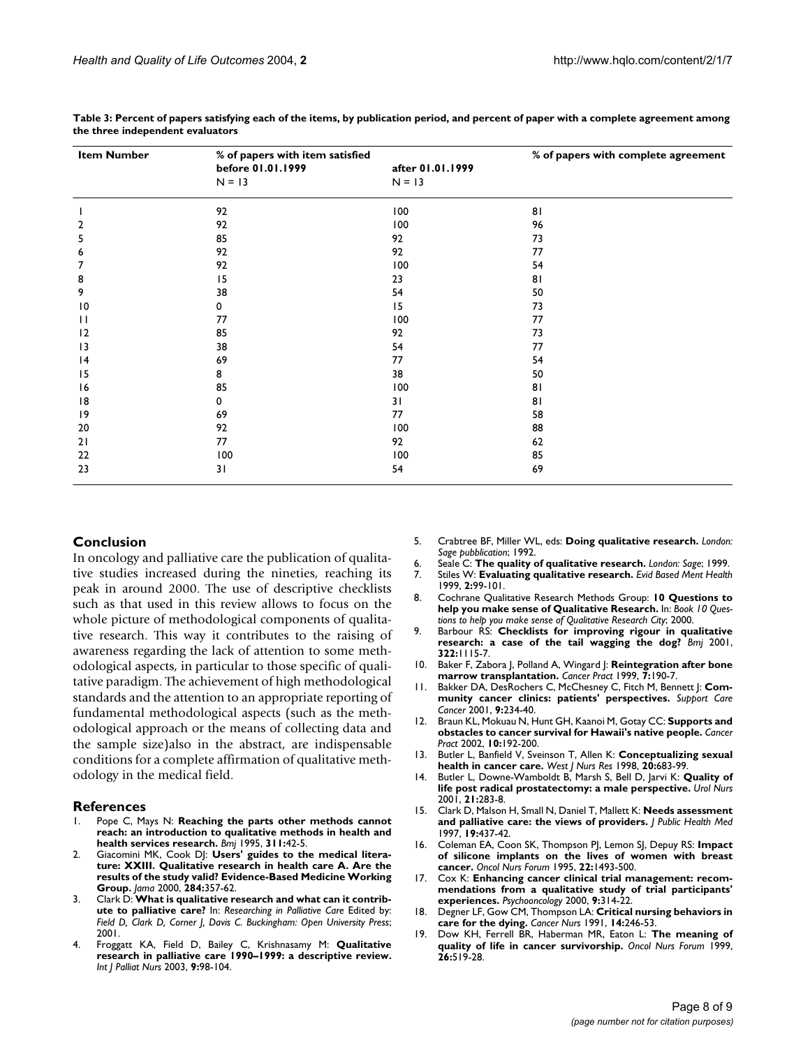**Table 3: Percent of papers satisfying each of the items, by publication period, and percent of paper with a complete agreement among the three independent evaluators**

| Item Number | % of papers with item satisfied | | % of papers with complete agreement |
|---|---|---|---|
| | before 01.01.1999 N = 13 | after 01.01.1999 N = 13 | |
| 1 | 92 | 100 | 81 |
| 2 | 92 | 100 | 96 |
| 5 | 85 | 92 | 73 |
| 6 | 92 | 92 | 77 |
| 7 | 92 | 100 | 54 |
| 8 | 15 | 23 | 81 |
| 9 | 38 | 54 | 50 |
| 10 | 0 | 15 | 73 |
| 11 | 77 | 100 | 77 |
| 12 | 85 | 92 | 73 |
| 13 | 38 | 54 | 77 |
| 14 | 69 | 77 | 54 |
| 15 | 8 | 38 | 50 |
| 16 | 85 | 100 | 81 |
| 18 | 0 | 31 | 81 |
| 19 | 69 | 77 | 58 |
| 20 | 92 | 100 | 88 |
| 21 | 77 | 92 | 62 |
| 22 | 100 | 100 | 85 |
| 23 | 31 | 54 | 69 |

## Conclusion

In oncology and palliative care the publication of qualitative studies increased during the nineties, reaching its peak in around 2000. The use of descriptive checklists such as that used in this review allows to focus on the whole picture of methodological components of qualitative research. This way it contributes to the raising of awareness regarding the lack of attention to some methodological aspects, in particular to those specific of qualitative paradigm. The achievement of high methodological standards and the attention to an appropriate reporting of fundamental methodological aspects (such as the methodological approach or the means of collecting data and the sample size)also in the abstract, are indispensable conditions for a complete affirmation of qualitative methodology in the medical field.

## References

1. Pope C, Mays N: **Reaching the parts other methods cannot reach: an introduction to qualitative methods in health and health services research.** *Bmj* 1995, **311:**42-5.
2. Giacomini MK, Cook DJ: **Users' guides to the medical literature: XXIII. Qualitative research in health care A. Are the results of the study valid? Evidence-Based Medicine Working Group.** *Jama* 2000, **284:**357-62.
3. Clark D: **What is qualitative research and what can it contribute to palliative care?** In: *Researching in Palliative Care* Edited by: *Field D, Clark D, Corner J, Davis C. Buckingham: Open University Press*; 2001.
4. Froggatt KA, Field D, Bailey C, Krishnasamy M: **Qualitative research in palliative care 1990–1999: a descriptive review.** *Int J Palliat Nurs* 2003, **9:**98-104.
5. Crabtree BF, Miller WL, eds: **Doing qualitative research.** *London: Sage pubblication*; 1992.
6. Seale C: **The quality of qualitative research.** *London: Sage*; 1999.
7. Stiles W: **Evaluating qualitative research.** *Evid Based Ment Health* 1999, **2:**99-101.
8. Cochrane Qualitative Research Methods Group: **10 Questions to help you make sense of Qualitative Research.** In: *Book 10 Questions to help you make sense of Qualitative Research City*; 2000.
9. Barbour RS: **Checklists for improving rigour in qualitative research: a case of the tail wagging the dog?** *Bmj* 2001, **322:**1115-7.
10. Baker F, Zabora J, Polland A, Wingard J: **Reintegration after bone marrow transplantation.** *Cancer Pract* 1999, **7:**190-7.
11. Bakker DA, DesRochers C, McChesney C, Fitch M, Bennett J: **Community cancer clinics: patients' perspectives.** *Support Care Cancer* 2001, **9:**234-40.
12. Braun KL, Mokuau N, Hunt GH, Kaanoi M, Gotay CC: **Supports and obstacles to cancer survival for Hawaii's native people.** *Cancer Pract* 2002, **10:**192-200.
13. Butler L, Banfield V, Sveinson T, Allen K: **Conceptualizing sexual health in cancer care.** *West J Nurs Res* 1998, **20:**683-99.
14. Butler L, Downe-Wamboldt B, Marsh S, Bell D, Jarvi K: **Quality of life post radical prostatectomy: a male perspective.** *Urol Nurs* 2001, **21:**283-8.
15. Clark D, Malson H, Small N, Daniel T, Mallett K: **Needs assessment and palliative care: the views of providers.** *J Public Health Med* 1997, **19:**437-42.
16. Coleman EA, Coon SK, Thompson PJ, Lemon SJ, Depuy RS: **Impact of silicone implants on the lives of women with breast cancer.** *Oncol Nurs Forum* 1995, **22:**1493-500.
17. Cox K: **Enhancing cancer clinical trial management: recommendations from a qualitative study of trial participants' experiences.** *Psychooncology* 2000, **9:**314-22.
18. Degner LF, Gow CM, Thompson LA: **Critical nursing behaviors in care for the dying.** *Cancer Nurs* 1991, **14:**246-53.
19. Dow KH, Ferrell BR, Haberman MR, Eaton L: **The meaning of quality of life in cancer survivorship.** *Oncol Nurs Forum* 1999, **26:**519-28.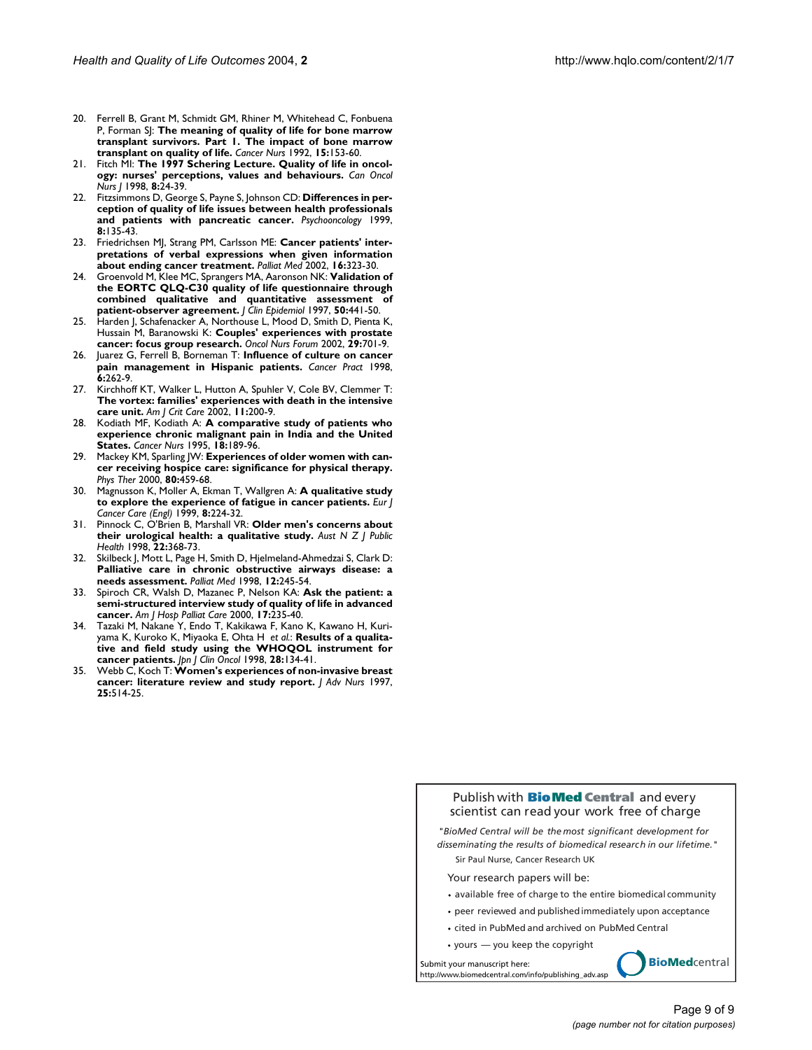20. Ferrell B, Grant M, Schmidt GM, Rhiner M, Whitehead C, Fonbuena P, Forman SJ: **The meaning of quality of life for bone marrow transplant survivors. Part 1. The impact of bone marrow transplant on quality of life.** *Cancer Nurs* 1992, **15:**153-60.
21. Fitch MI: **The 1997 Schering Lecture. Quality of life in oncology: nurses' perceptions, values and behaviours.** *Can Oncol Nurs J* 1998, **8:**24-39.
22. Fitzsimmons D, George S, Payne S, Johnson CD: **Differences in perception of quality of life issues between health professionals and patients with pancreatic cancer.** *Psychooncology* 1999, **8:**135-43.
23. Friedrichsen MJ, Strang PM, Carlsson ME: **Cancer patients' interpretations of verbal expressions when given information about ending cancer treatment.** *Palliat Med* 2002, **16:**323-30.
24. Groenvold M, Klee MC, Sprangers MA, Aaronson NK: **Validation of the EORTC QLQ-C30 quality of life questionnaire through combined qualitative and quantitative assessment of patient-observer agreement.** *J Clin Epidemiol* 1997, **50:**441-50.
25. Harden J, Schafenacker A, Northouse L, Mood D, Smith D, Pienta K, Hussain M, Baranowski K: **Couples' experiences with prostate cancer: focus group research.** *Oncol Nurs Forum* 2002, **29:**701-9.
26. Juarez G, Ferrell B, Borneman T: **Influence of culture on cancer pain management in Hispanic patients.** *Cancer Pract* 1998, **6:**262-9.
27. Kirchhoff KT, Walker L, Hutton A, Spuhler V, Cole BV, Clemmer T: **The vortex: families' experiences with death in the intensive care unit.** *Am J Crit Care* 2002, **11:**200-9.
28. Kodiath MF, Kodiath A: **A comparative study of patients who experience chronic malignant pain in India and the United States.** *Cancer Nurs* 1995, **18:**189-96.
29. Mackey KM, Sparling JW: **Experiences of older women with cancer receiving hospice care: significance for physical therapy.** *Phys Ther* 2000, **80:**459-68.
30. Magnusson K, Moller A, Ekman T, Wallgren A: **A qualitative study to explore the experience of fatigue in cancer patients.** *Eur J Cancer Care (Engl)* 1999, **8:**224-32.
31. Pinnock C, O'Brien B, Marshall VR: **Older men's concerns about their urological health: a qualitative study.** *Aust N Z J Public Health* 1998, **22:**368-73.
32. Skilbeck J, Mott L, Page H, Smith D, Hjelmeland-Ahmedzai S, Clark D: **Palliative care in chronic obstructive airways disease: a needs assessment.** *Palliat Med* 1998, **12:**245-54.
33. Spiroch CR, Walsh D, Mazanec P, Nelson KA: **Ask the patient: a semi-structured interview study of quality of life in advanced cancer.** *Am J Hosp Palliat Care* 2000, **17:**235-40.
34. Tazaki M, Nakane Y, Endo T, Kakikawa F, Kano K, Kawano H, Kuriyama K, Kuroko K, Miyaoka E, Ohta H *et al.*: **Results of a qualitative and field study using the WHOQOL instrument for cancer patients.** *Jpn J Clin Oncol* 1998, **28:**134-41.
35. Webb C, Koch T: **Women's experiences of non-invasive breast cancer: literature review and study report.** *J Adv Nurs* 1997, **25:**514-25.

Publish with **BioMed Central** and every scientist can read your work free of charge

*"BioMed Central will be the most significant development for disseminating the results of biomedical research in our lifetime."*

Sir Paul Nurse, Cancer Research UK

Your research papers will be:

- available free of charge to the entire biomedical community
- peer reviewed and published immediately upon acceptance
- cited in PubMed and archived on PubMed Central
- yours — you keep the copyright

Submit your manuscript here:
http://www.biomedcentral.com/info/publishing_adv.asp

**BioMed**central